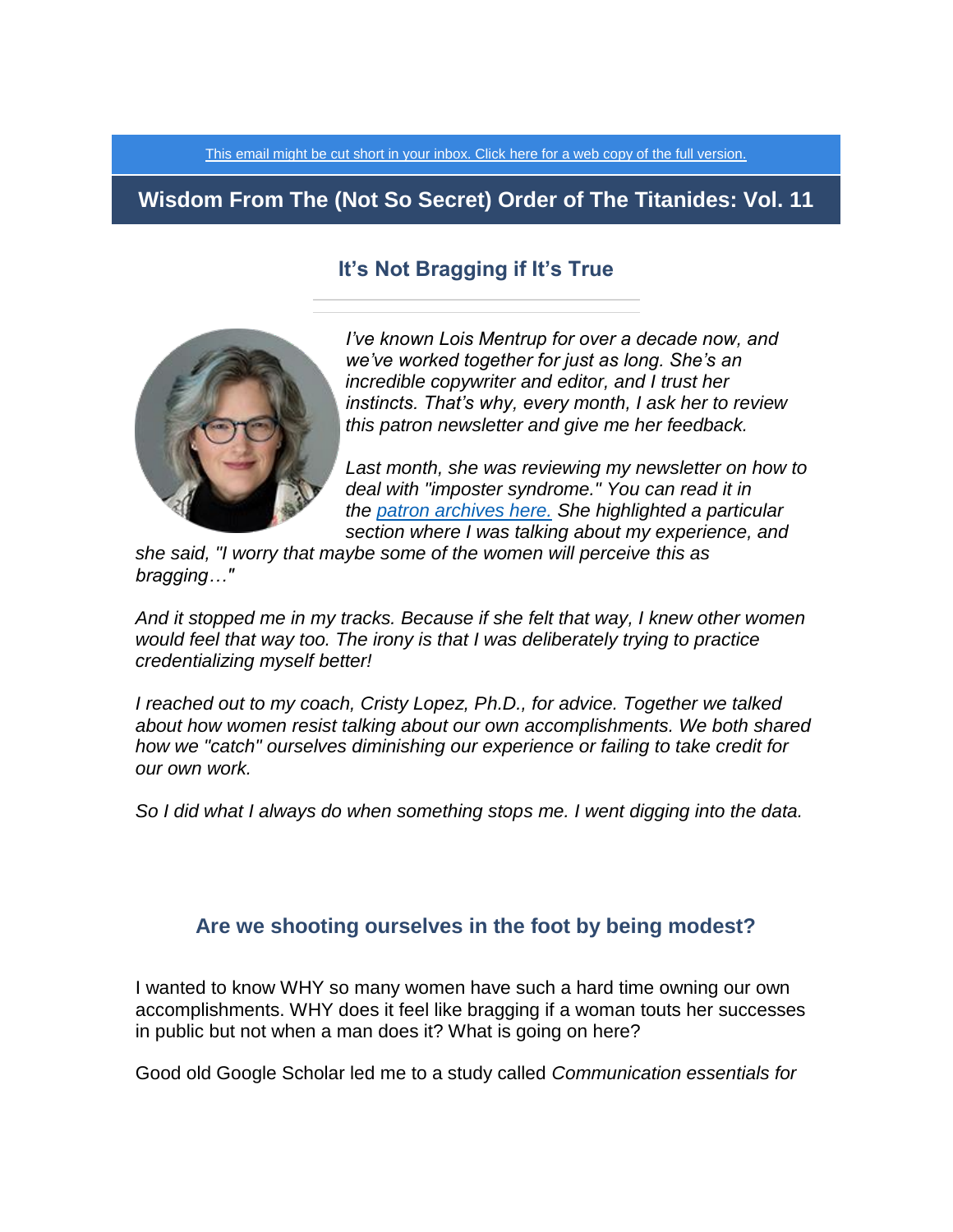[This email might be cut short in your inbox. Click here for a web copy of the full version.]

# Wisdom From The (Not So Secret) Order of The Titanides: Vol. 11

## It's Not Bragging if It's True

*I've known Lois Mentrup for over a decade now, and we've worked together for just as long. She's an incredible copywriter and editor, and I trust her instincts. That's why, every month, I ask her to review this patron newsletter and give me her feedback.*

*Last month, she was reviewing my newsletter on how to deal with "imposter syndrome." You can read it in the [patron archives here.] She highlighted a particular section where I was talking about my experience, and she said, "I worry that maybe some of the women will perceive this as bragging…"*

*And it stopped me in my tracks. Because if she felt that way, I knew other women would feel that way too. The irony is that I was deliberately trying to practice credentializing myself better!*

*I reached out to my coach, Cristy Lopez, Ph.D., for advice. Together we talked about how women resist talking about our own accomplishments. We both shared how we "catch" ourselves diminishing our experience or failing to take credit for our own work.*

*So I did what I always do when something stops me. I went digging into the data.*

## Are we shooting ourselves in the foot by being modest?

I wanted to know WHY so many women have such a hard time owning our own accomplishments. WHY does it feel like bragging if a woman touts her successes in public but not when a man does it? What is going on here?

Good old Google Scholar led me to a study called *Communication essentials for*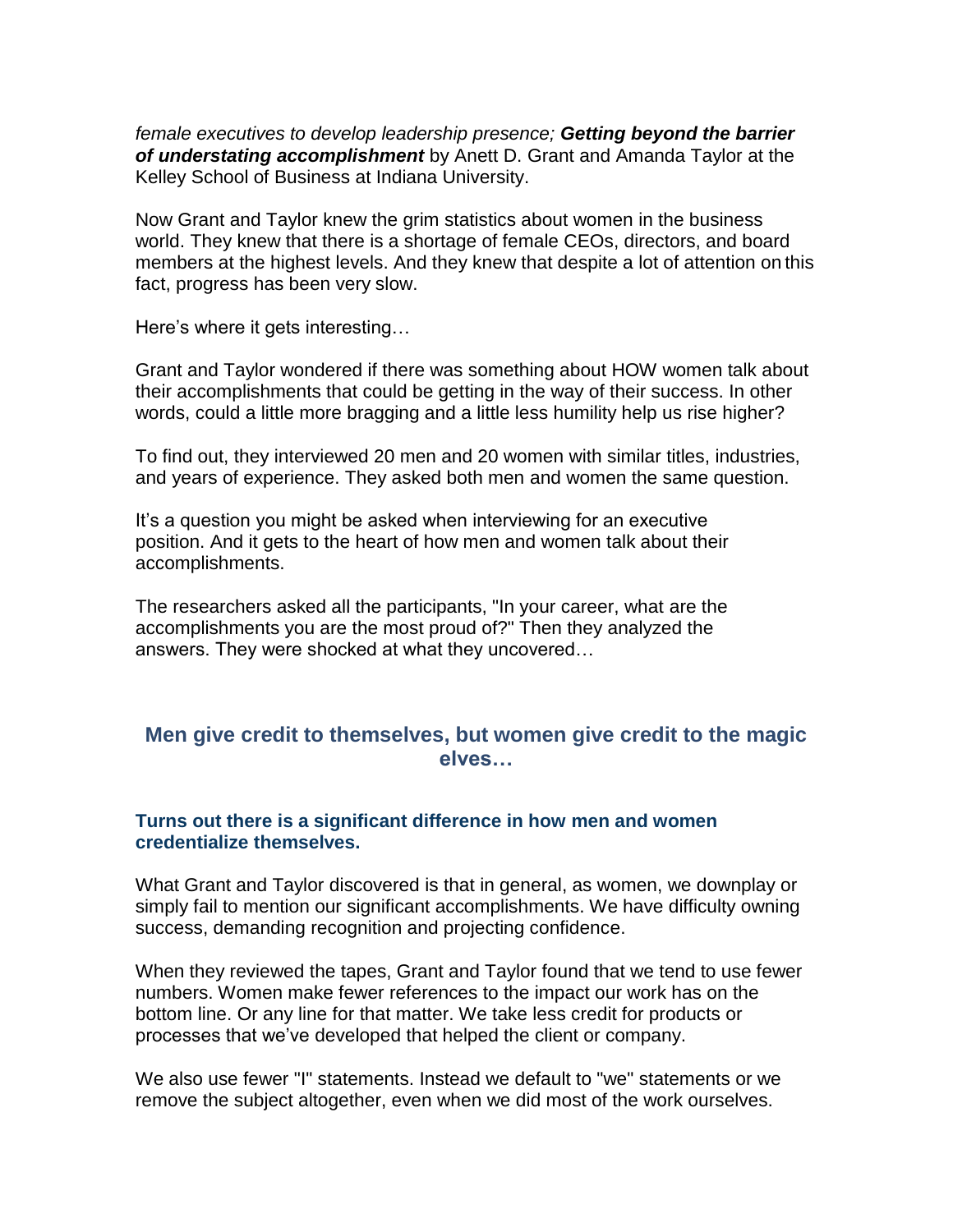*female executives to develop leadership presence; **Getting beyond the barrier of understating accomplishment*** by Anett D. Grant and Amanda Taylor at the Kelley School of Business at Indiana University.

Now Grant and Taylor knew the grim statistics about women in the business world. They knew that there is a shortage of female CEOs, directors, and board members at the highest levels. And they knew that despite a lot of attention on this fact, progress has been very slow.

Here's where it gets interesting…

Grant and Taylor wondered if there was something about HOW women talk about their accomplishments that could be getting in the way of their success. In other words, could a little more bragging and a little less humility help us rise higher?

To find out, they interviewed 20 men and 20 women with similar titles, industries, and years of experience. They asked both men and women the same question.

It's a question you might be asked when interviewing for an executive position. And it gets to the heart of how men and women talk about their accomplishments.

The researchers asked all the participants, "In your career, what are the accomplishments you are the most proud of?" Then they analyzed the answers. They were shocked at what they uncovered…

## Men give credit to themselves, but women give credit to the magic elves…

### Turns out there is a significant difference in how men and women credentialize themselves.

What Grant and Taylor discovered is that in general, as women, we downplay or simply fail to mention our significant accomplishments. We have difficulty owning success, demanding recognition and projecting confidence.

When they reviewed the tapes, Grant and Taylor found that we tend to use fewer numbers. Women make fewer references to the impact our work has on the bottom line. Or any line for that matter. We take less credit for products or processes that we've developed that helped the client or company.

We also use fewer "I" statements. Instead we default to "we" statements or we remove the subject altogether, even when we did most of the work ourselves.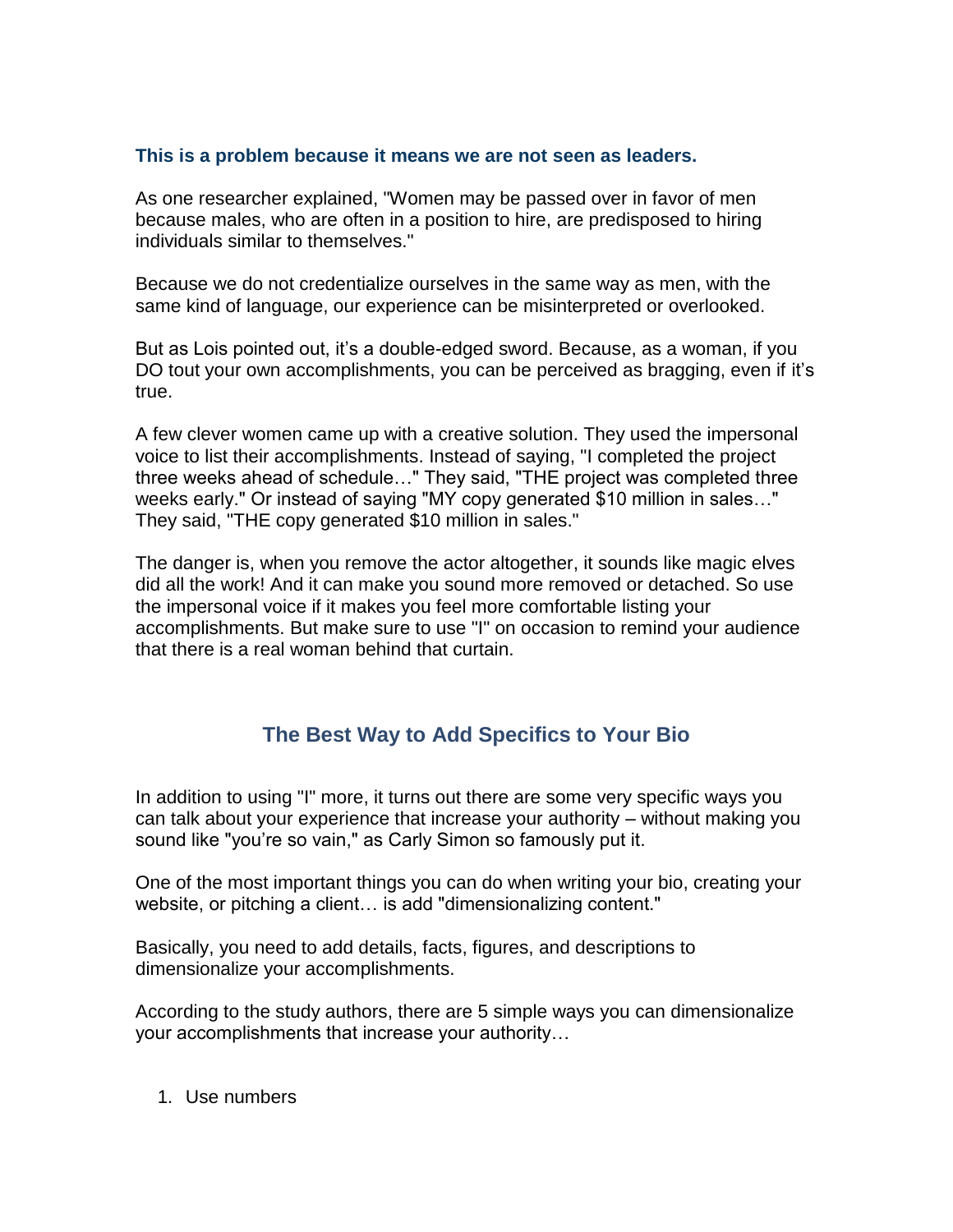**This is a problem because it means we are not seen as leaders.**

As one researcher explained, "Women may be passed over in favor of men because males, who are often in a position to hire, are predisposed to hiring individuals similar to themselves."

Because we do not credentialize ourselves in the same way as men, with the same kind of language, our experience can be misinterpreted or overlooked.

But as Lois pointed out, it's a double-edged sword. Because, as a woman, if you DO tout your own accomplishments, you can be perceived as bragging, even if it's true.

A few clever women came up with a creative solution. They used the impersonal voice to list their accomplishments. Instead of saying, "I completed the project three weeks ahead of schedule…" They said, "THE project was completed three weeks early." Or instead of saying "MY copy generated $10 million in sales…" They said, "THE copy generated $10 million in sales."

The danger is, when you remove the actor altogether, it sounds like magic elves did all the work! And it can make you sound more removed or detached. So use the impersonal voice if it makes you feel more comfortable listing your accomplishments. But make sure to use "I" on occasion to remind your audience that there is a real woman behind that curtain.

## The Best Way to Add Specifics to Your Bio

In addition to using "I" more, it turns out there are some very specific ways you can talk about your experience that increase your authority – without making you sound like "you're so vain," as Carly Simon so famously put it.

One of the most important things you can do when writing your bio, creating your website, or pitching a client… is add "dimensionalizing content."

Basically, you need to add details, facts, figures, and descriptions to dimensionalize your accomplishments.

According to the study authors, there are 5 simple ways you can dimensionalize your accomplishments that increase your authority…

1. Use numbers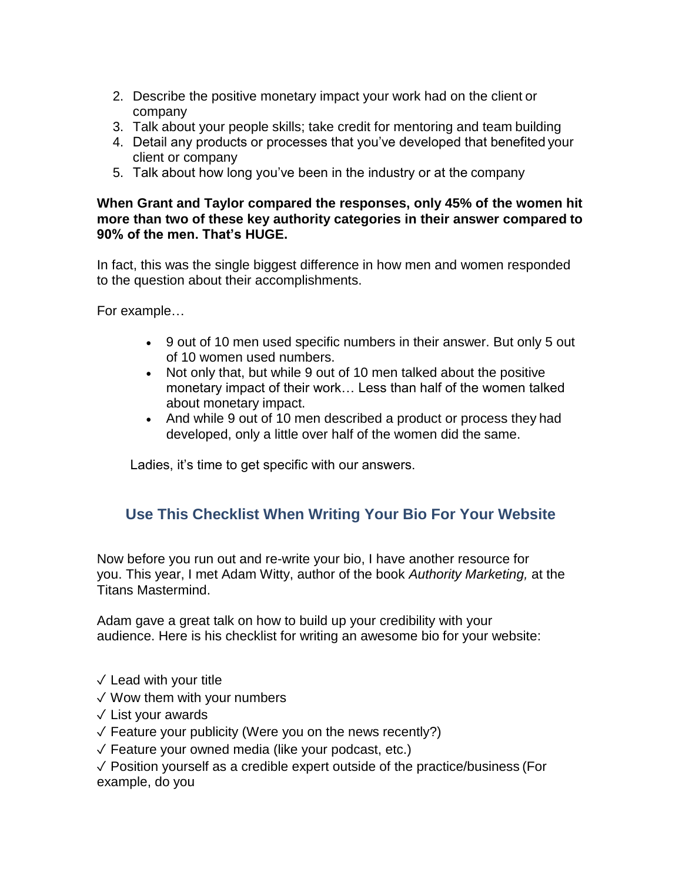2. Describe the positive monetary impact your work had on the client or company
3. Talk about your people skills; take credit for mentoring and team building
4. Detail any products or processes that you've developed that benefited your client or company
5. Talk about how long you've been in the industry or at the company

**When Grant and Taylor compared the responses, only 45% of the women hit more than two of these key authority categories in their answer compared to 90% of the men. That's HUGE.**

In fact, this was the single biggest difference in how men and women responded to the question about their accomplishments.

For example…

- 9 out of 10 men used specific numbers in their answer. But only 5 out of 10 women used numbers.
- Not only that, but while 9 out of 10 men talked about the positive monetary impact of their work… Less than half of the women talked about monetary impact.
- And while 9 out of 10 men described a product or process they had developed, only a little over half of the women did the same.

Ladies, it's time to get specific with our answers.

## Use This Checklist When Writing Your Bio For Your Website

Now before you run out and re-write your bio, I have another resource for you. This year, I met Adam Witty, author of the book *Authority Marketing,* at the Titans Mastermind.

Adam gave a great talk on how to build up your credibility with your audience. Here is his checklist for writing an awesome bio for your website:

✓ Lead with your title
✓ Wow them with your numbers
✓ List your awards
✓ Feature your publicity (Were you on the news recently?)
✓ Feature your owned media (like your podcast, etc.)
✓ Position yourself as a credible expert outside of the practice/business (For example, do you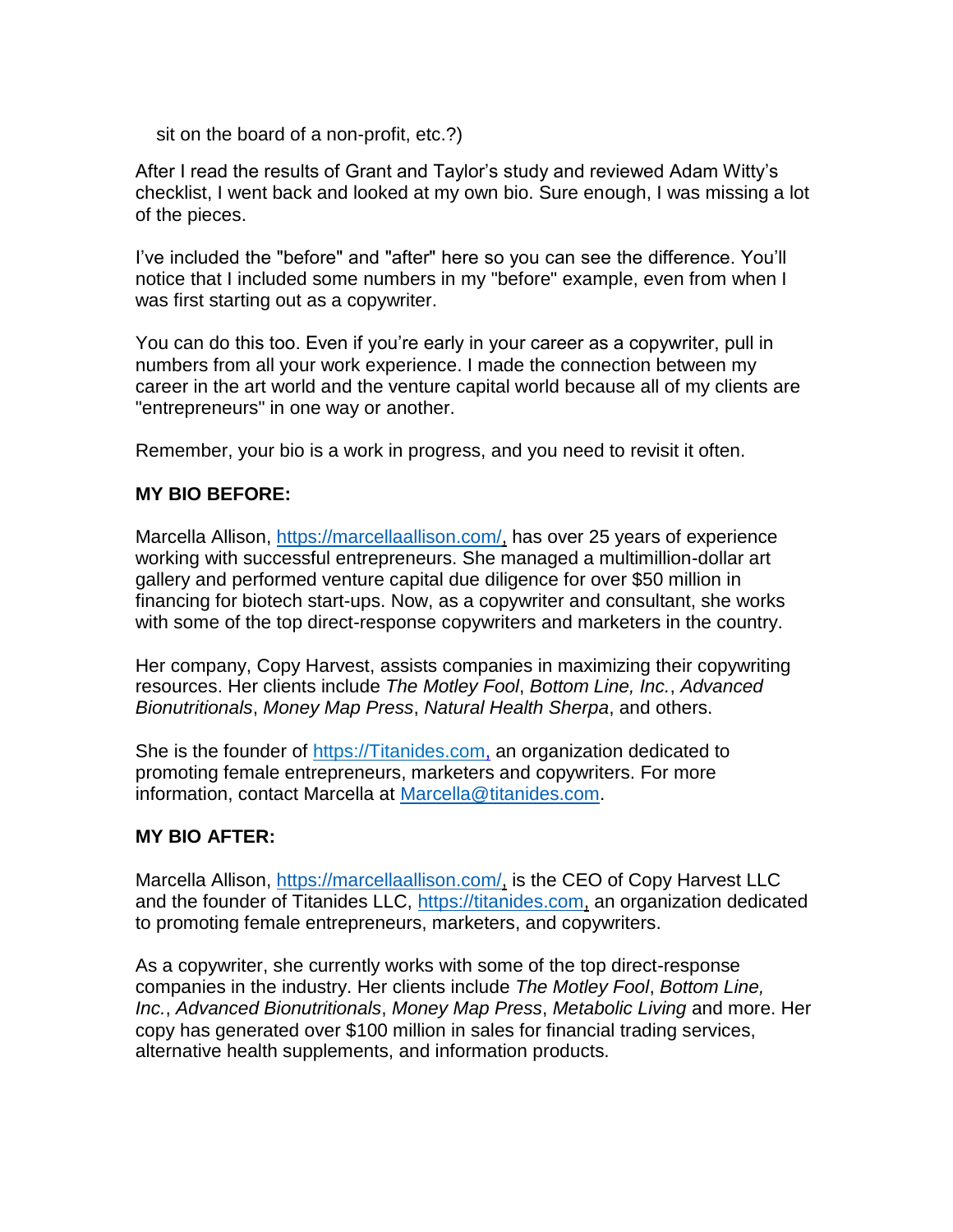sit on the board of a non-profit, etc.?)

After I read the results of Grant and Taylor's study and reviewed Adam Witty's checklist, I went back and looked at my own bio. Sure enough, I was missing a lot of the pieces.

I've included the "before" and "after" here so you can see the difference. You'll notice that I included some numbers in my "before" example, even from when I was first starting out as a copywriter.

You can do this too. Even if you're early in your career as a copywriter, pull in numbers from all your work experience. I made the connection between my career in the art world and the venture capital world because all of my clients are "entrepreneurs" in one way or another.

Remember, your bio is a work in progress, and you need to revisit it often.

**MY BIO BEFORE:**

Marcella Allison, https://marcellaallison.com/, has over 25 years of experience working with successful entrepreneurs. She managed a multimillion-dollar art gallery and performed venture capital due diligence for over $50 million in financing for biotech start-ups. Now, as a copywriter and consultant, she works with some of the top direct-response copywriters and marketers in the country.

Her company, Copy Harvest, assists companies in maximizing their copywriting resources. Her clients include *The Motley Fool*, *Bottom Line, Inc.*, *Advanced Bionutritionals*, *Money Map Press*, *Natural Health Sherpa*, and others.

She is the founder of https://Titanides.com, an organization dedicated to promoting female entrepreneurs, marketers and copywriters. For more information, contact Marcella at Marcella@titanides.com.

**MY BIO AFTER:**

Marcella Allison, https://marcellaallison.com/, is the CEO of Copy Harvest LLC and the founder of Titanides LLC, https://titanides.com, an organization dedicated to promoting female entrepreneurs, marketers, and copywriters.

As a copywriter, she currently works with some of the top direct-response companies in the industry. Her clients include *The Motley Fool*, *Bottom Line, Inc.*, *Advanced Bionutritionals*, *Money Map Press*, *Metabolic Living* and more. Her copy has generated over $100 million in sales for financial trading services, alternative health supplements, and information products.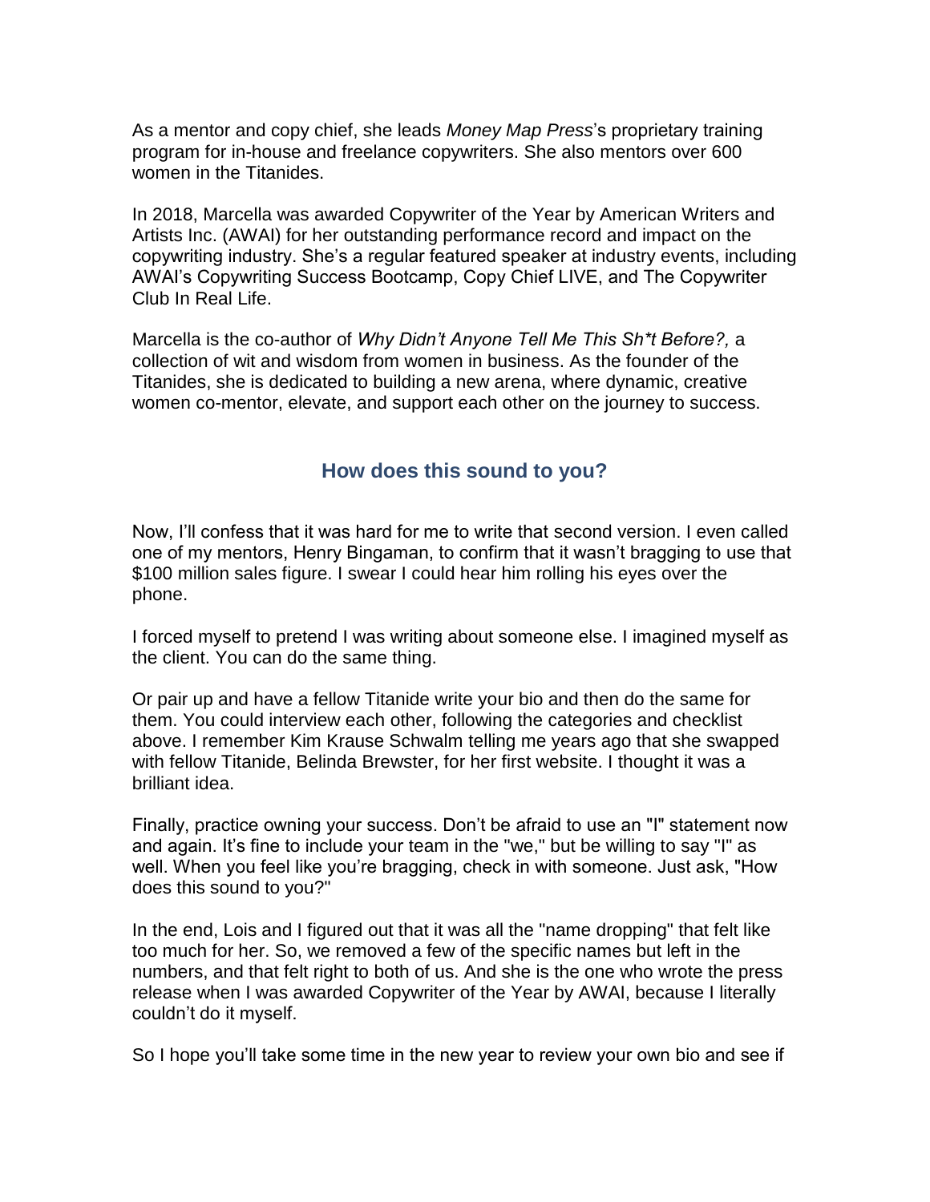As a mentor and copy chief, she leads *Money Map Press*'s proprietary training program for in-house and freelance copywriters. She also mentors over 600 women in the Titanides.

In 2018, Marcella was awarded Copywriter of the Year by American Writers and Artists Inc. (AWAI) for her outstanding performance record and impact on the copywriting industry. She's a regular featured speaker at industry events, including AWAI's Copywriting Success Bootcamp, Copy Chief LIVE, and The Copywriter Club In Real Life.

Marcella is the co-author of *Why Didn't Anyone Tell Me This Sh*t Before?,* a collection of wit and wisdom from women in business. As the founder of the Titanides, she is dedicated to building a new arena, where dynamic, creative women co-mentor, elevate, and support each other on the journey to success.

## How does this sound to you?

Now, I'll confess that it was hard for me to write that second version. I even called one of my mentors, Henry Bingaman, to confirm that it wasn't bragging to use that $100 million sales figure. I swear I could hear him rolling his eyes over the phone.

I forced myself to pretend I was writing about someone else. I imagined myself as the client. You can do the same thing.

Or pair up and have a fellow Titanide write your bio and then do the same for them. You could interview each other, following the categories and checklist above. I remember Kim Krause Schwalm telling me years ago that she swapped with fellow Titanide, Belinda Brewster, for her first website. I thought it was a brilliant idea.

Finally, practice owning your success. Don't be afraid to use an "I" statement now and again. It's fine to include your team in the "we," but be willing to say "I" as well. When you feel like you're bragging, check in with someone. Just ask, "How does this sound to you?"

In the end, Lois and I figured out that it was all the "name dropping" that felt like too much for her. So, we removed a few of the specific names but left in the numbers, and that felt right to both of us. And she is the one who wrote the press release when I was awarded Copywriter of the Year by AWAI, because I literally couldn't do it myself.

So I hope you'll take some time in the new year to review your own bio and see if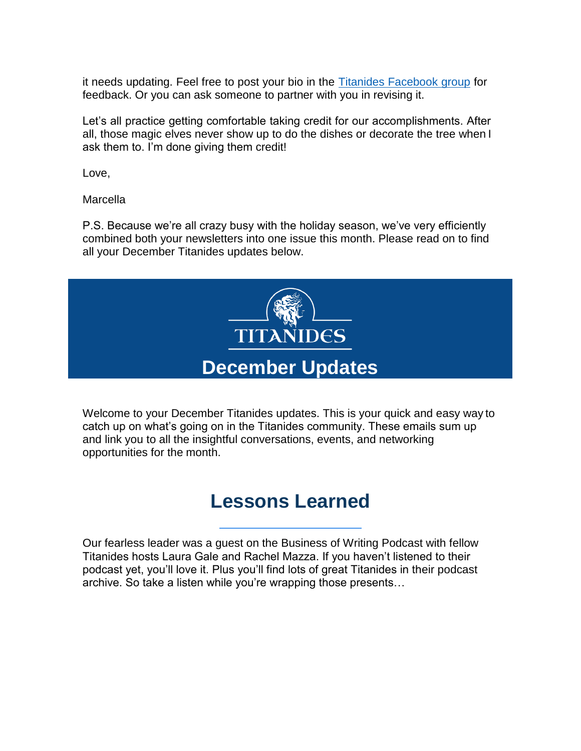it needs updating. Feel free to post your bio in the [Titanides Facebook group]() for feedback. Or you can ask someone to partner with you in revising it.

Let's all practice getting comfortable taking credit for our accomplishments. After all, those magic elves never show up to do the dishes or decorate the tree when I ask them to. I'm done giving them credit!

Love,

Marcella

P.S. Because we're all crazy busy with the holiday season, we've very efficiently combined both your newsletters into one issue this month. Please read on to find all your December Titanides updates below.

TITANIDES

# December Updates

Welcome to your December Titanides updates. This is your quick and easy way to catch up on what's going on in the Titanides community. These emails sum up and link you to all the insightful conversations, events, and networking opportunities for the month.

## Lessons Learned

Our fearless leader was a guest on the Business of Writing Podcast with fellow Titanides hosts Laura Gale and Rachel Mazza. If you haven't listened to their podcast yet, you'll love it. Plus you'll find lots of great Titanides in their podcast archive. So take a listen while you're wrapping those presents…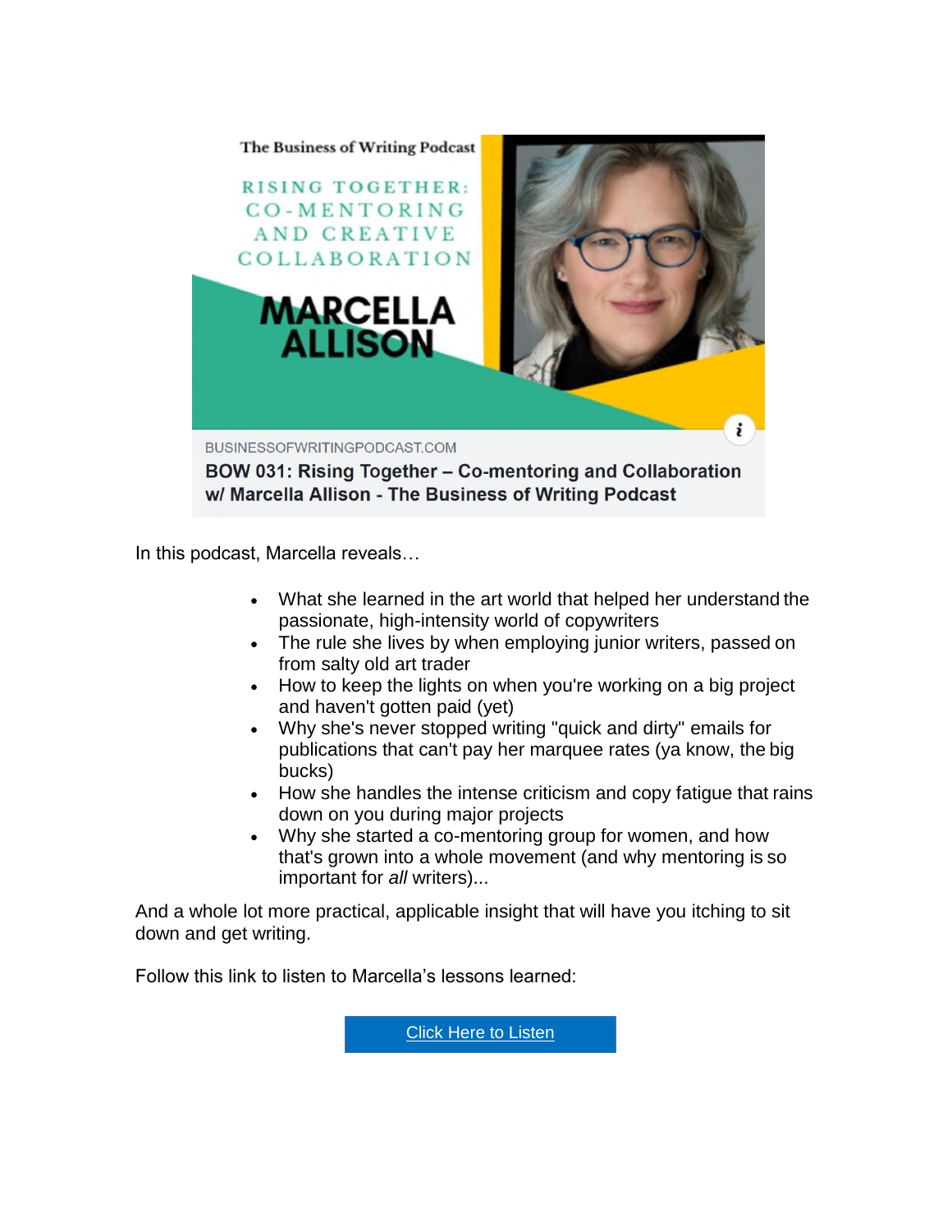The Business of Writing Podcast

RISING TOGETHER: CO-MENTORING AND CREATIVE COLLABORATION

MARCELLA ALLISON

BUSINESSOFWRITINGPODCAST.COM

**BOW 031: Rising Together – Co-mentoring and Collaboration w/ Marcella Allison - The Business of Writing Podcast**

In this podcast, Marcella reveals…

- What she learned in the art world that helped her understand the passionate, high-intensity world of copywriters
- The rule she lives by when employing junior writers, passed on from salty old art trader
- How to keep the lights on when you're working on a big project and haven't gotten paid (yet)
- Why she's never stopped writing "quick and dirty" emails for publications that can't pay her marquee rates (ya know, the big bucks)
- How she handles the intense criticism and copy fatigue that rains down on you during major projects
- Why she started a co-mentoring group for women, and how that's grown into a whole movement (and why mentoring is so important for *all* writers)...

And a whole lot more practical, applicable insight that will have you itching to sit down and get writing.

Follow this link to listen to Marcella's lessons learned:

Click Here to Listen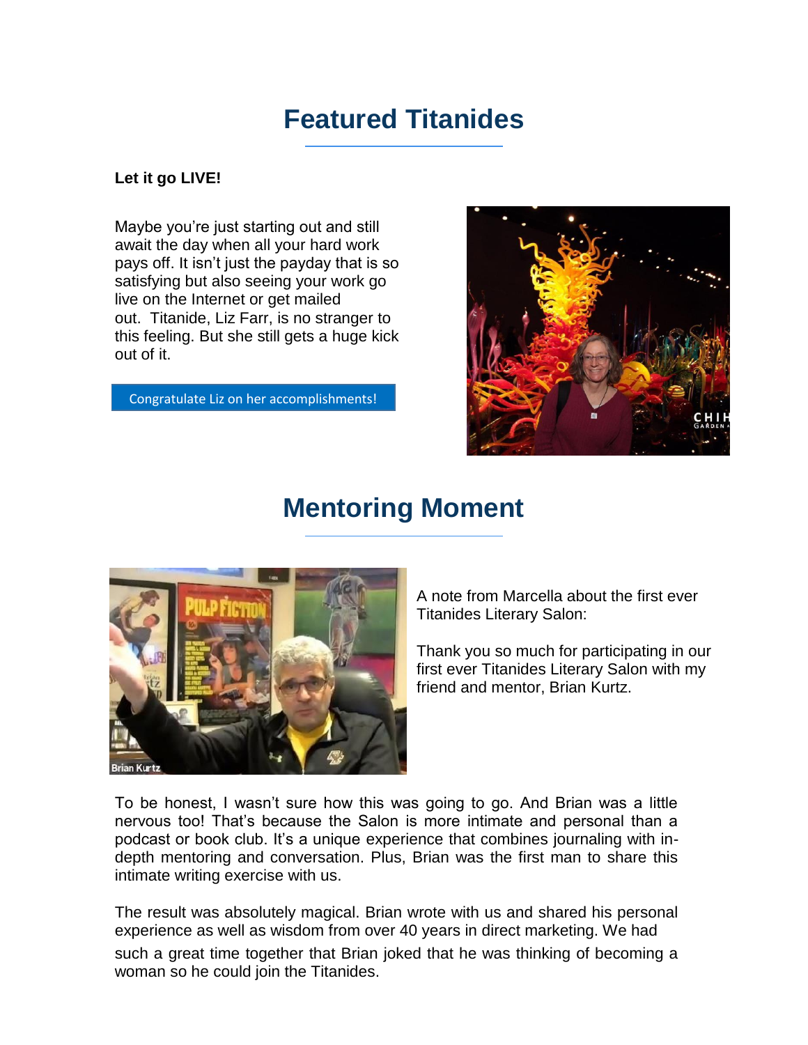# Featured Titanides

**Let it go LIVE!**

Maybe you're just starting out and still await the day when all your hard work pays off. It isn't just the payday that is so satisfying but also seeing your work go live on the Internet or get mailed out.  Titanide, Liz Farr, is no stranger to this feeling. But she still gets a huge kick out of it.

Congratulate Liz on her accomplishments!

# Mentoring Moment

A note from Marcella about the first ever Titanides Literary Salon:

Thank you so much for participating in our first ever Titanides Literary Salon with my friend and mentor, Brian Kurtz.

To be honest, I wasn't sure how this was going to go. And Brian was a little nervous too! That's because the Salon is more intimate and personal than a podcast or book club. It's a unique experience that combines journaling with in-depth mentoring and conversation. Plus, Brian was the first man to share this intimate writing exercise with us.

The result was absolutely magical. Brian wrote with us and shared his personal experience as well as wisdom from over 40 years in direct marketing. We had such a great time together that Brian joked that he was thinking of becoming a woman so he could join the Titanides.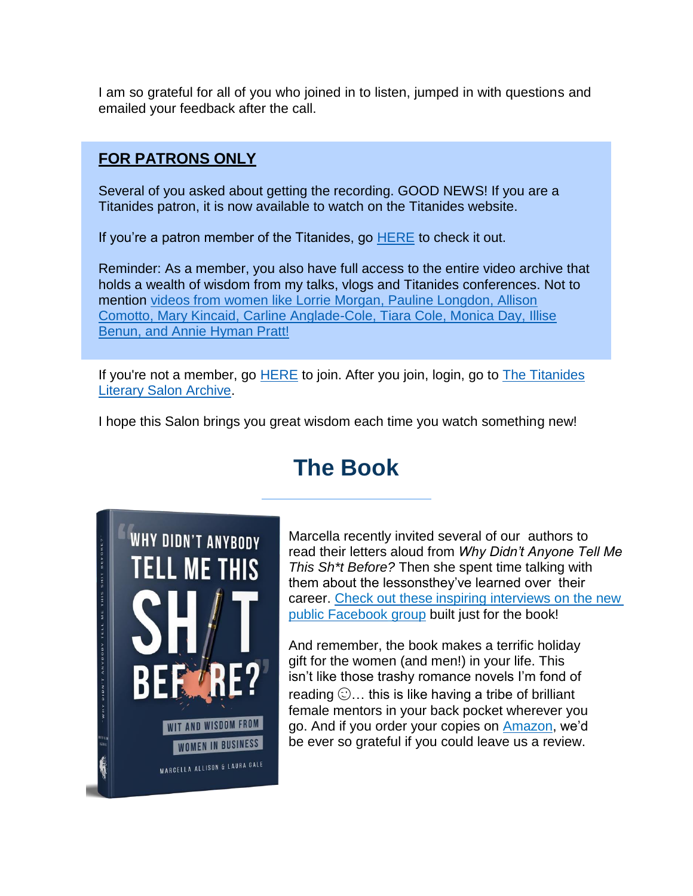I am so grateful for all of you who joined in to listen, jumped in with questions and emailed your feedback after the call.

**FOR PATRONS ONLY**

Several of you asked about getting the recording. GOOD NEWS! If you are a Titanides patron, it is now available to watch on the Titanides website.

If you're a patron member of the Titanides, go HERE to check it out.

Reminder: As a member, you also have full access to the entire video archive that holds a wealth of wisdom from my talks, vlogs and Titanides conferences. Not to mention videos from women like Lorrie Morgan, Pauline Longdon, Allison Comotto, Mary Kincaid, Carline Anglade-Cole, Tiara Cole, Monica Day, Illise Benun, and Annie Hyman Pratt!

If you're not a member, go HERE to join. After you join, login, go to The Titanides Literary Salon Archive.

I hope this Salon brings you great wisdom each time you watch something new!

# The Book

Marcella recently invited several of our authors to read their letters aloud from *Why Didn't Anyone Tell Me This Sh*t Before?* Then she spent time talking with them about the lessonsthey've learned over their career. Check out these inspiring interviews on the new public Facebook group built just for the book!

And remember, the book makes a terrific holiday gift for the women (and men!) in your life. This isn't like those trashy romance novels I'm fond of reading ☺… this is like having a tribe of brilliant female mentors in your back pocket wherever you go. And if you order your copies on Amazon, we'd be ever so grateful if you could leave us a review.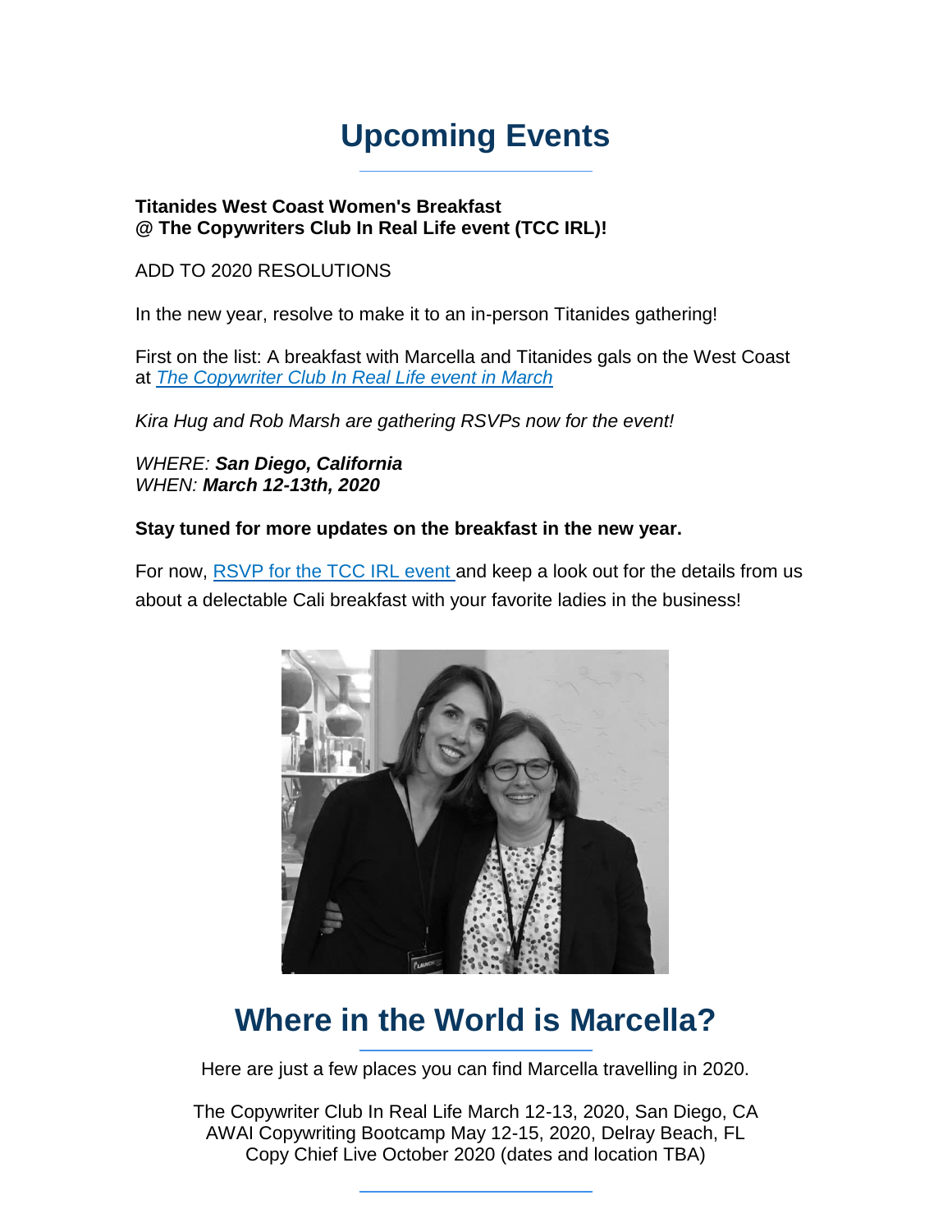# Upcoming Events

**Titanides West Coast Women's Breakfast**
**@ The Copywriters Club In Real Life event (TCC IRL)!**

ADD TO 2020 RESOLUTIONS

In the new year, resolve to make it to an in-person Titanides gathering!

First on the list: A breakfast with Marcella and Titanides gals on the West Coast at *The Copywriter Club In Real Life event in March*

*Kira Hug and Rob Marsh are gathering RSVPs now for the event!*

*WHERE:* ***San Diego, California***
*WHEN:* ***March 12-13th, 2020***

**Stay tuned for more updates on the breakfast in the new year.**

For now, RSVP for the TCC IRL event and keep a look out for the details from us about a delectable Cali breakfast with your favorite ladies in the business!

# Where in the World is Marcella?

Here are just a few places you can find Marcella travelling in 2020.

The Copywriter Club In Real Life March 12-13, 2020, San Diego, CA
AWAI Copywriting Bootcamp May 12-15, 2020, Delray Beach, FL
Copy Chief Live October 2020 (dates and location TBA)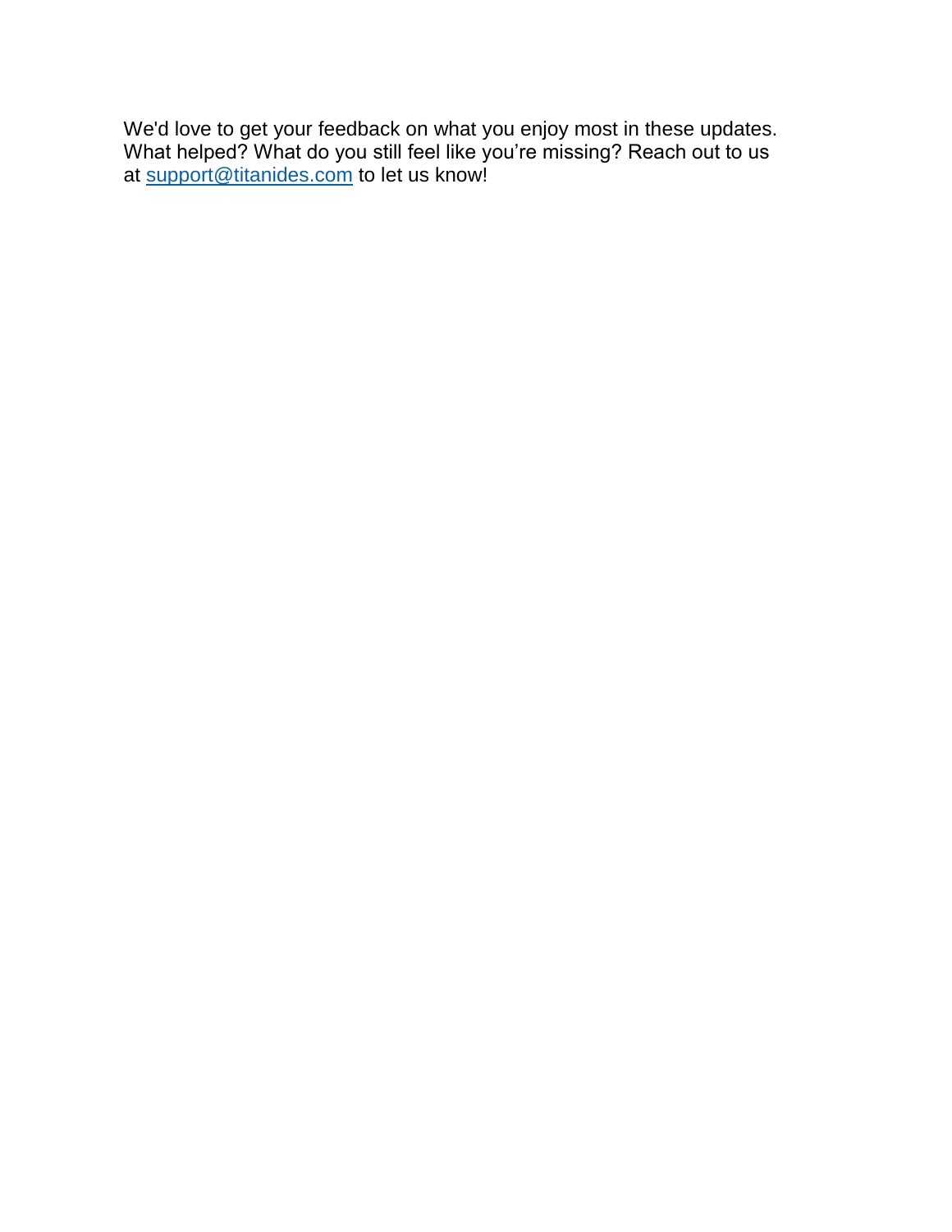We'd love to get your feedback on what you enjoy most in these updates. What helped? What do you still feel like you're missing? Reach out to us at [support@titanides.com](mailto:support@titanides.com) to let us know!